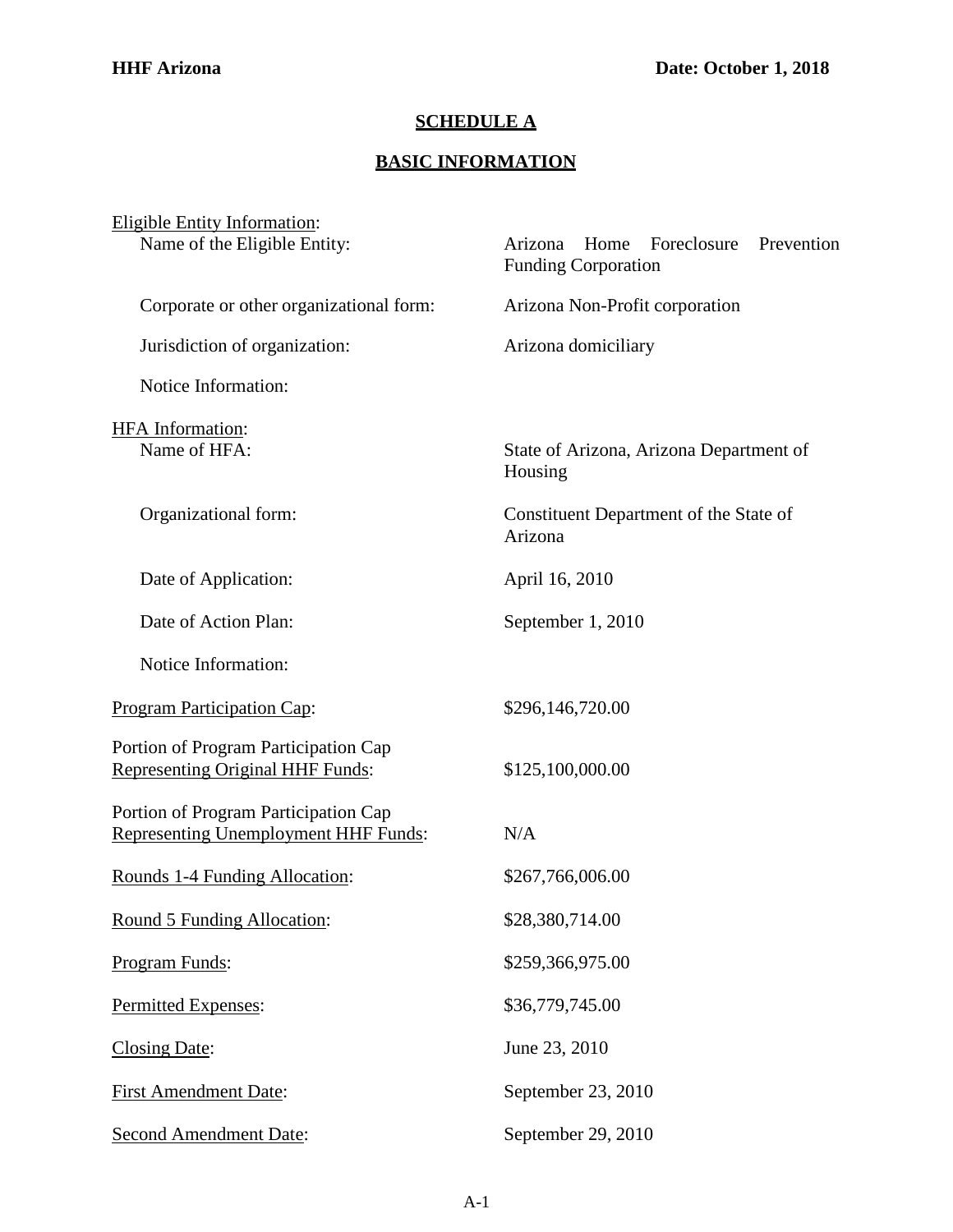**HHF Arizona** **Date: October 1, 2018**

## SCHEDULE A

## BASIC INFORMATION

| | |
|---|---|
| Eligible Entity Information: | |
| Name of the Eligible Entity: | Arizona Home Foreclosure Prevention Funding Corporation |
| Corporate or other organizational form: | Arizona Non-Profit corporation |
| Jurisdiction of organization: | Arizona domiciliary |
| Notice Information: | |
| HFA Information: | |
| Name of HFA: | State of Arizona, Arizona Department of Housing |
| Organizational form: | Constituent Department of the State of Arizona |
| Date of Application: | April 16, 2010 |
| Date of Action Plan: | September 1, 2010 |
| Notice Information: | |
| Program Participation Cap: | $296,146,720.00 |
| Portion of Program Participation Cap Representing Original HHF Funds: | $125,100,000.00 |
| Portion of Program Participation Cap Representing Unemployment HHF Funds: | N/A |
| Rounds 1-4 Funding Allocation: | $267,766,006.00 |
| Round 5 Funding Allocation: | $28,380,714.00 |
| Program Funds: | $259,366,975.00 |
| Permitted Expenses: | $36,779,745.00 |
| Closing Date: | June 23, 2010 |
| First Amendment Date: | September 23, 2010 |
| Second Amendment Date: | September 29, 2010 |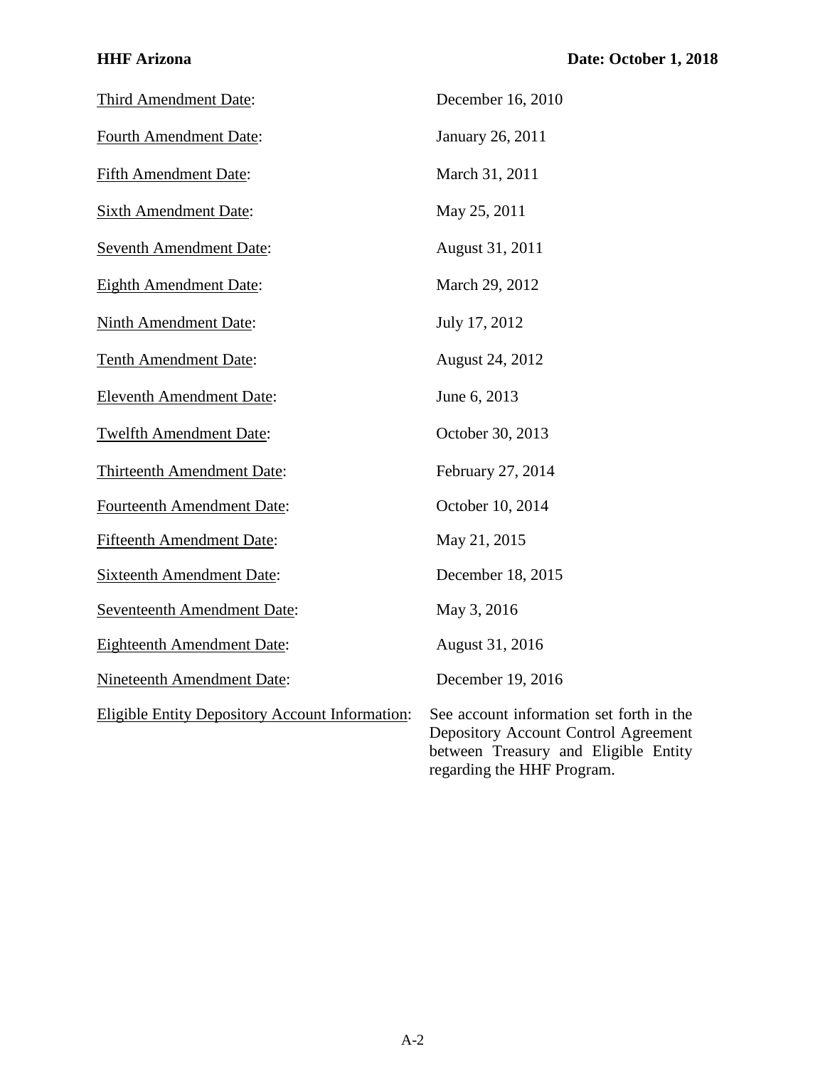Third Amendment Date: December 16, 2010

Fourth Amendment Date: January 26, 2011

Fifth Amendment Date: March 31, 2011

Sixth Amendment Date: May 25, 2011

Seventh Amendment Date: August 31, 2011

Eighth Amendment Date: March 29, 2012

Ninth Amendment Date: July 17, 2012

Tenth Amendment Date: August 24, 2012

Eleventh Amendment Date: June 6, 2013

Twelfth Amendment Date: October 30, 2013

Thirteenth Amendment Date: February 27, 2014

Fourteenth Amendment Date: October 10, 2014

Fifteenth Amendment Date: May 21, 2015

Sixteenth Amendment Date: December 18, 2015

Seventeenth Amendment Date: May 3, 2016

Eighteenth Amendment Date: August 31, 2016

Nineteenth Amendment Date: December 19, 2016

Eligible Entity Depository Account Information: See account information set forth in the Depository Account Control Agreement between Treasury and Eligible Entity regarding the HHF Program.